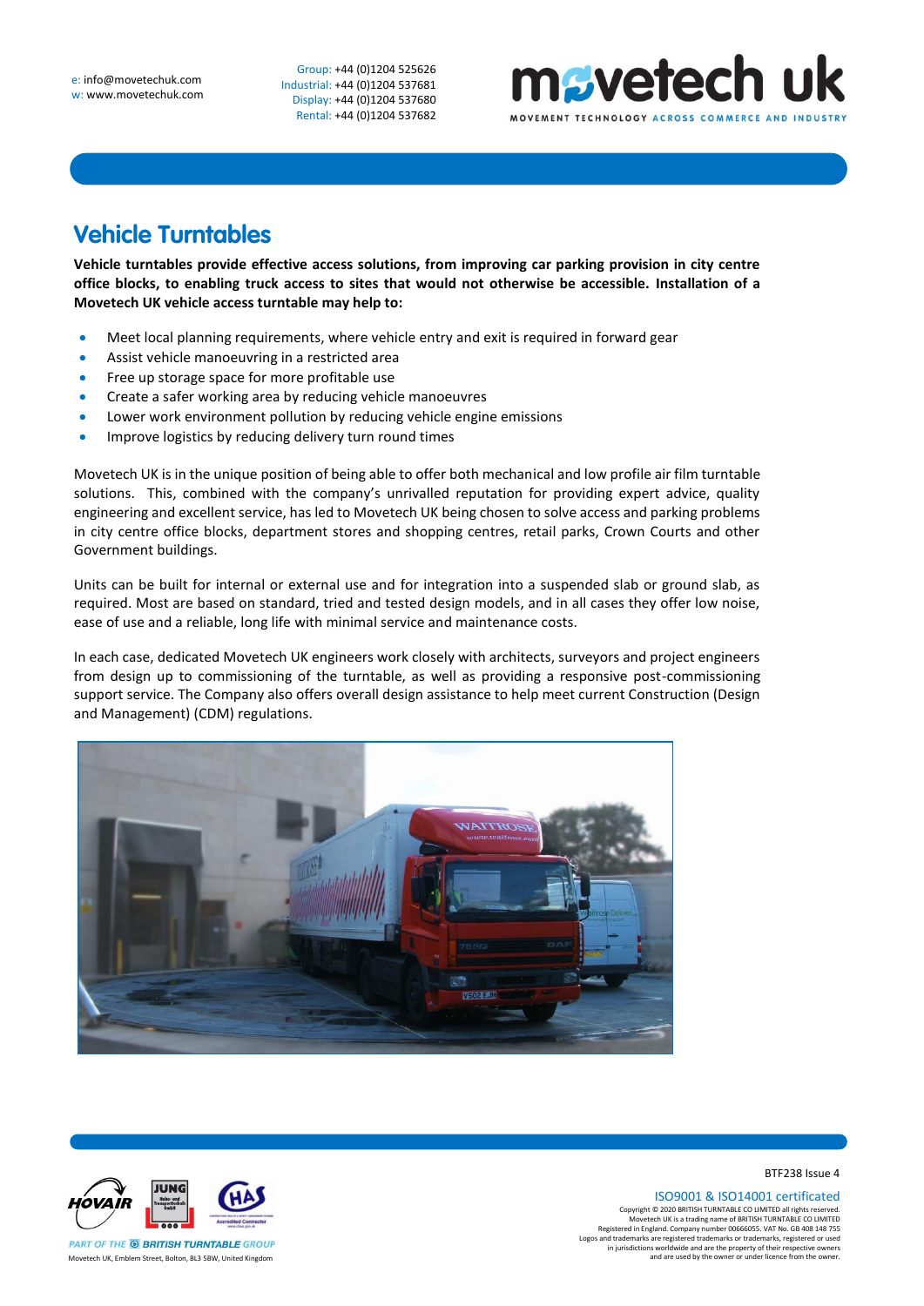e: info@movetechuk.com
w: www.movetechuk.com

Group: +44 (0)1204 525626
Industrial: +44 (0)1204 537681
Display: +44 (0)1204 537680
Rental: +44 (0)1204 537682

movetech uk
MOVEMENT TECHNOLOGY ACROSS COMMERCE AND INDUSTRY

# Vehicle Turntables

**Vehicle turntables provide effective access solutions, from improving car parking provision in city centre office blocks, to enabling truck access to sites that would not otherwise be accessible. Installation of a Movetech UK vehicle access turntable may help to:**

- Meet local planning requirements, where vehicle entry and exit is required in forward gear
- Assist vehicle manoeuvring in a restricted area
- Free up storage space for more profitable use
- Create a safer working area by reducing vehicle manoeuvres
- Lower work environment pollution by reducing vehicle engine emissions
- Improve logistics by reducing delivery turn round times

Movetech UK is in the unique position of being able to offer both mechanical and low profile air film turntable solutions. This, combined with the company's unrivalled reputation for providing expert advice, quality engineering and excellent service, has led to Movetech UK being chosen to solve access and parking problems in city centre office blocks, department stores and shopping centres, retail parks, Crown Courts and other Government buildings.

Units can be built for internal or external use and for integration into a suspended slab or ground slab, as required. Most are based on standard, tried and tested design models, and in all cases they offer low noise, ease of use and a reliable, long life with minimal service and maintenance costs.

In each case, dedicated Movetech UK engineers work closely with architects, surveyors and project engineers from design up to commissioning of the turntable, as well as providing a responsive post-commissioning support service. The Company also offers overall design assistance to help meet current Construction (Design and Management) (CDM) regulations.

BTF238 Issue 4

PART OF THE BRITISH TURNTABLE GROUP
Movetech UK, Emblem Street, Bolton, BL3 5BW, United Kingdom

ISO9001 & ISO14001 certificated
Copyright © 2020 BRITISH TURNTABLE CO LIMITED all rights reserved.
Movetech UK is a trading name of BRITISH TURNTABLE CO LIMITED
Registered in England. Company number 00666055. VAT No. GB 408 148 755
Logos and trademarks are registered trademarks or trademarks, registered or used in jurisdictions worldwide and are the property of their respective owners and are used by the owner or under licence from the owner.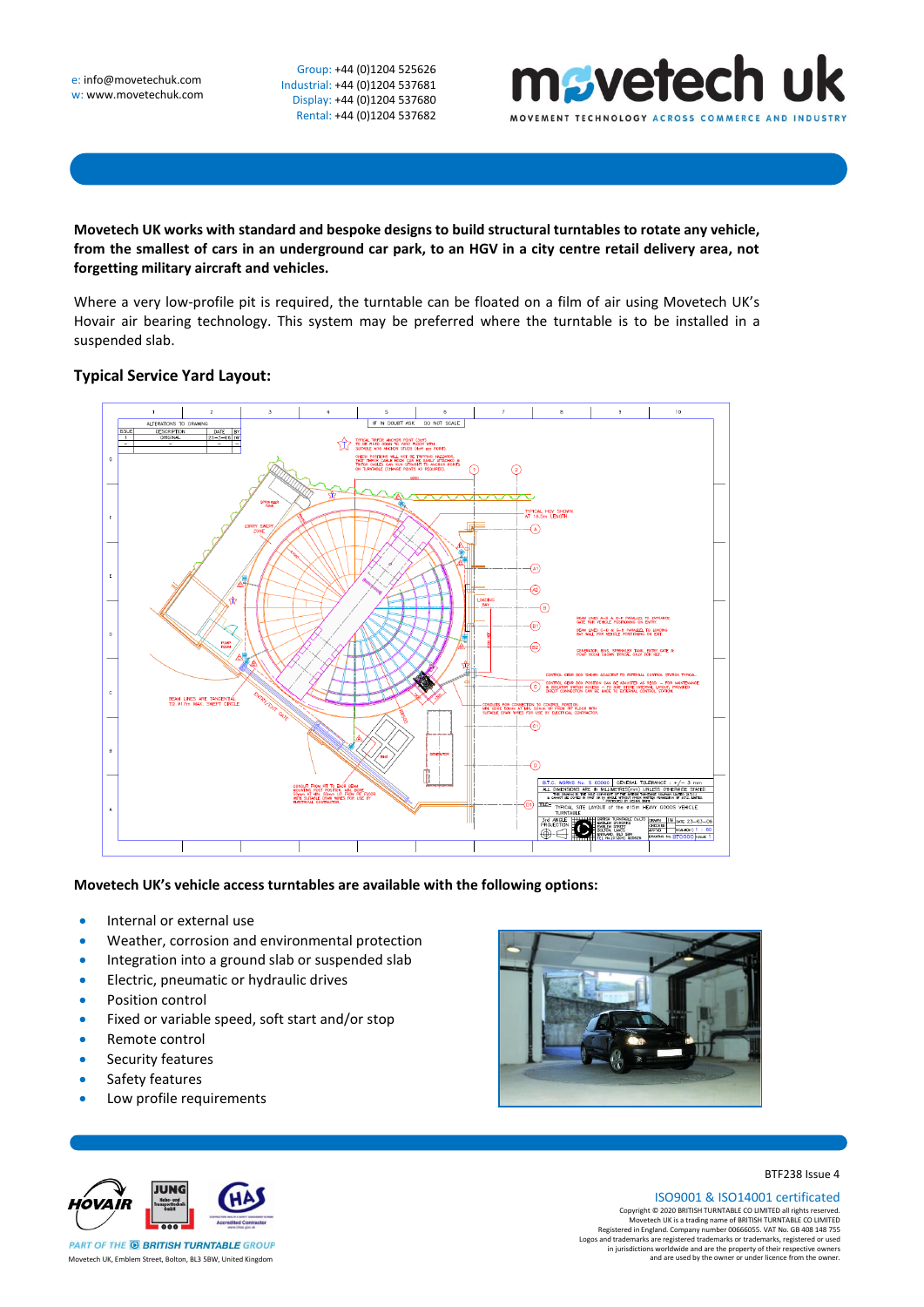e: info@movetechuk.com
w: www.movetechuk.com

Group: +44 (0)1204 525626
Industrial: +44 (0)1204 537681
Display: +44 (0)1204 537680
Rental: +44 (0)1204 537682

movetech uk
MOVEMENT TECHNOLOGY ACROSS COMMERCE AND INDUSTRY

**Movetech UK works with standard and bespoke designs to build structural turntables to rotate any vehicle, from the smallest of cars in an underground car park, to an HGV in a city centre retail delivery area, not forgetting military aircraft and vehicles.**

Where a very low-profile pit is required, the turntable can be floated on a film of air using Movetech UK's Hovair air bearing technology. This system may be preferred where the turntable is to be installed in a suspended slab.

### Typical Service Yard Layout:

**Movetech UK's vehicle access turntables are available with the following options:**

- Internal or external use
- Weather, corrosion and environmental protection
- Integration into a ground slab or suspended slab
- Electric, pneumatic or hydraulic drives
- Position control
- Fixed or variable speed, soft start and/or stop
- Remote control
- Security features
- Safety features
- Low profile requirements

PART OF THE BRITISH TURNTABLE GROUP
Movetech UK, Emblem Street, Bolton, BL3 5BW, United Kingdom

BTF238 Issue 4

ISO9001 & ISO14001 certificated
Copyright © 2020 BRITISH TURNTABLE CO LIMITED all rights reserved.
Movetech UK is a trading name of BRITISH TURNTABLE CO LIMITED
Registered in England. Company number 00666055. VAT No. GB 408 148 755
Logos and trademarks are registered trademarks or trademarks, registered or used in jurisdictions worldwide and are the property of their respective owners and are used by the owner or under licence from the owner.